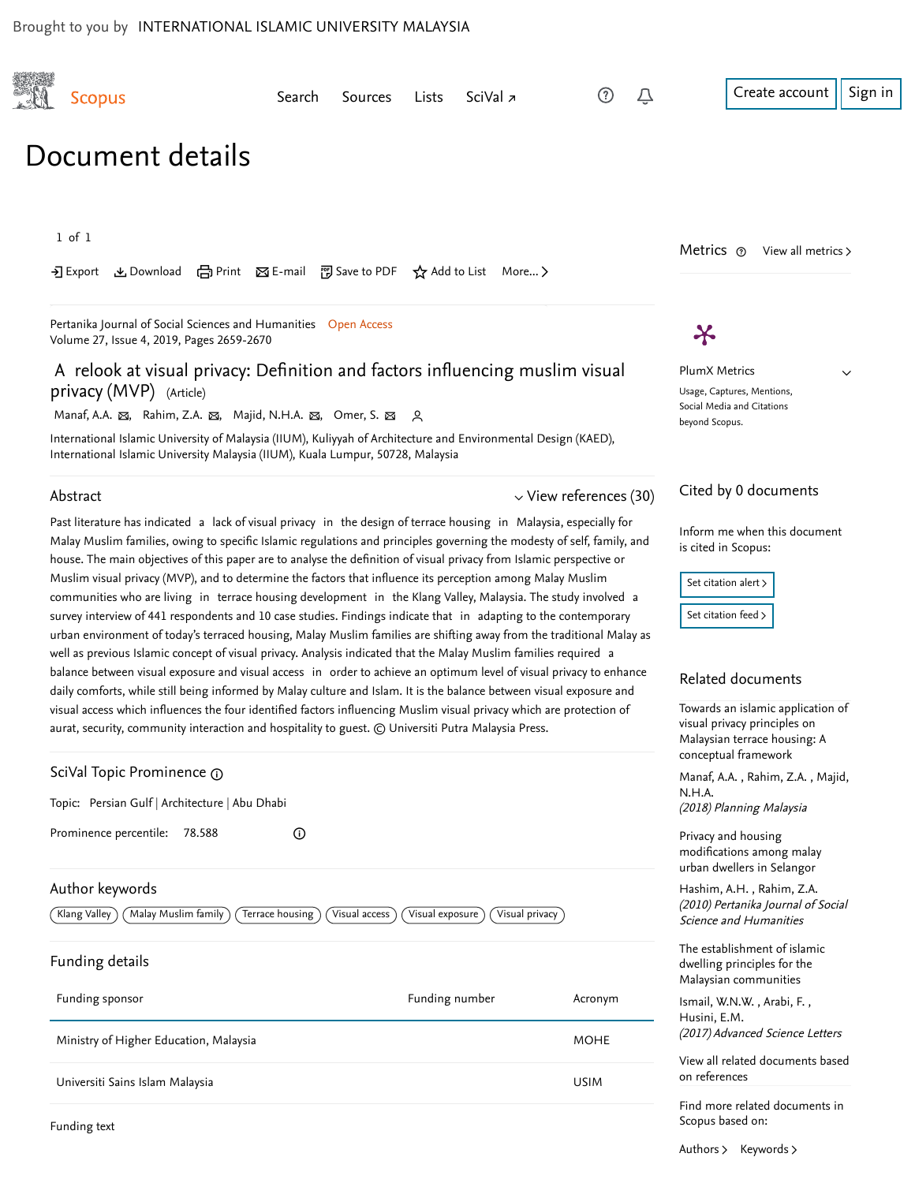Brought to you by INTERNATIONAL ISLAMIC UNIVERSITY MALAYSIA

Scopus

Search Sources Lists SciVal ↗

Create account Sign in

# Document details

1 of 1

Export Download Print E-mail Save to PDF Add to List More...

Pertanika Journal of Social Sciences and Humanities Open Access
Volume 27, Issue 4, 2019, Pages 2659-2670

## A relook at visual privacy: Definition and factors influencing muslim visual privacy (MVP) (Article)

Manaf, A.A., Rahim, Z.A., Majid, N.H.A., Omer, S.

International Islamic University of Malaysia (IIUM), Kuliyyah of Architecture and Environmental Design (KAED), International Islamic University Malaysia (IIUM), Kuala Lumpur, 50728, Malaysia

### Abstract

View references (30)

Past literature has indicated a lack of visual privacy in the design of terrace housing in Malaysia, especially for Malay Muslim families, owing to specific Islamic regulations and principles governing the modesty of self, family, and house. The main objectives of this paper are to analyse the definition of visual privacy from Islamic perspective or Muslim visual privacy (MVP), and to determine the factors that influence its perception among Malay Muslim communities who are living in terrace housing development in the Klang Valley, Malaysia. The study involved a survey interview of 441 respondents and 10 case studies. Findings indicate that in adapting to the contemporary urban environment of today's terraced housing, Malay Muslim families are shifting away from the traditional Malay as well as previous Islamic concept of visual privacy. Analysis indicated that the Malay Muslim families required a balance between visual exposure and visual access in order to achieve an optimum level of visual privacy to enhance daily comforts, while still being informed by Malay culture and Islam. It is the balance between visual exposure and visual access which influences the four identified factors influencing Muslim visual privacy which are protection of aurat, security, community interaction and hospitality to guest. © Universiti Putra Malaysia Press.

### SciVal Topic Prominence

Topic: Persian Gulf | Architecture | Abu Dhabi

Prominence percentile: 78.588

### Author keywords

Klang Valley | Malay Muslim family | Terrace housing | Visual access | Visual exposure | Visual privacy

### Funding details

| Funding sponsor | Funding number | Acronym |
|---|---|---|
| Ministry of Higher Education, Malaysia | | MOHE |
| Universiti Sains Islam Malaysia | | USIM |

Funding text

### Metrics

View all metrics

PlumX Metrics

Usage, Captures, Mentions, Social Media and Citations beyond Scopus.

### Cited by 0 documents

Inform me when this document is cited in Scopus:

Set citation alert

Set citation feed

### Related documents

Towards an islamic application of visual privacy principles on Malaysian terrace housing: A conceptual framework
Manaf, A.A., Rahim, Z.A., Majid, N.H.A.
*(2018) Planning Malaysia*

Privacy and housing modifications among malay urban dwellers in Selangor
Hashim, A.H., Rahim, Z.A.
*(2010) Pertanika Journal of Social Science and Humanities*

The establishment of islamic dwelling principles for the Malaysian communities
Ismail, W.N.W., Arabi, F., Husini, E.M.
*(2017) Advanced Science Letters*

View all related documents based on references

Find more related documents in Scopus based on:

Authors Keywords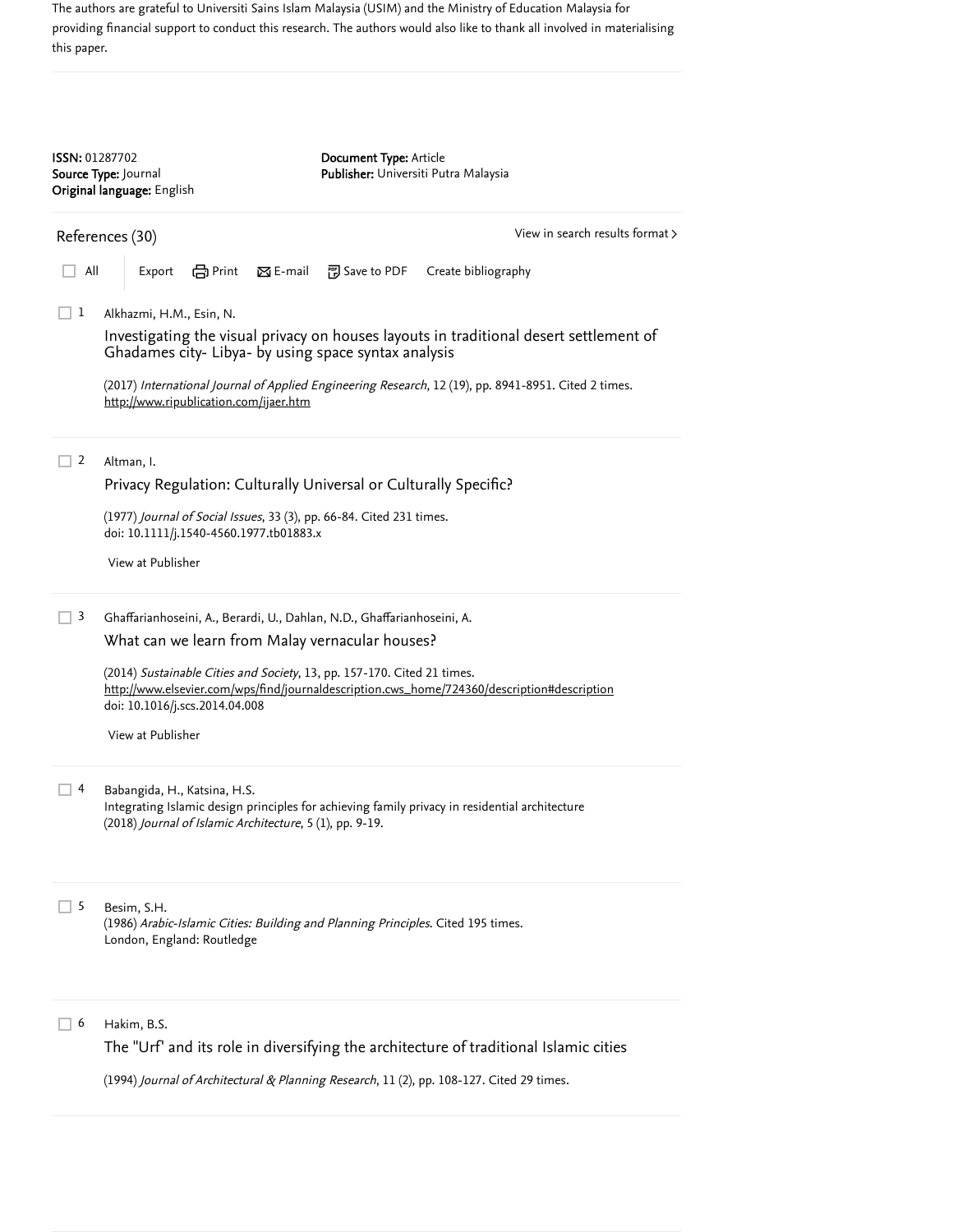The authors are grateful to Universiti Sains Islam Malaysia (USIM) and the Ministry of Education Malaysia for providing financial support to conduct this research. The authors would also like to thank all involved in materialising this paper.

**ISSN:** 01287702
**Source Type:** Journal
**Original language:** English

**Document Type:** Article
**Publisher:** Universiti Putra Malaysia

## References (30)

View in search results format >

All | Export | Print | E-mail | Save to PDF | Create bibliography

1. Alkhazmi, H.M., Esin, N.

   Investigating the visual privacy on houses layouts in traditional desert settlement of Ghadames city- Libya- by using space syntax analysis

   (2017) *International Journal of Applied Engineering Research*, 12 (19), pp. 8941-8951. Cited 2 times.
   http://www.ripublication.com/ijaer.htm

2. Altman, I.

   Privacy Regulation: Culturally Universal or Culturally Specific?

   (1977) *Journal of Social Issues*, 33 (3), pp. 66-84. Cited 231 times.
   doi: 10.1111/j.1540-4560.1977.tb01883.x

   View at Publisher

3. Ghaffarianhoseini, A., Berardi, U., Dahlan, N.D., Ghaffarianhoseini, A.

   What can we learn from Malay vernacular houses?

   (2014) *Sustainable Cities and Society*, 13, pp. 157-170. Cited 21 times.
   http://www.elsevier.com/wps/find/journaldescription.cws_home/724360/description#description
   doi: 10.1016/j.scs.2014.04.008

   View at Publisher

4. Babangida, H., Katsina, H.S.

   Integrating Islamic design principles for achieving family privacy in residential architecture
   (2018) *Journal of Islamic Architecture*, 5 (1), pp. 9-19.

5. Besim, S.H.

   (1986) *Arabic-Islamic Cities: Building and Planning Principles*. Cited 195 times.
   London, England: Routledge

6. Hakim, B.S.

   The "Urf" and its role in diversifying the architecture of traditional Islamic cities

   (1994) *Journal of Architectural & Planning Research*, 11 (2), pp. 108-127. Cited 29 times.